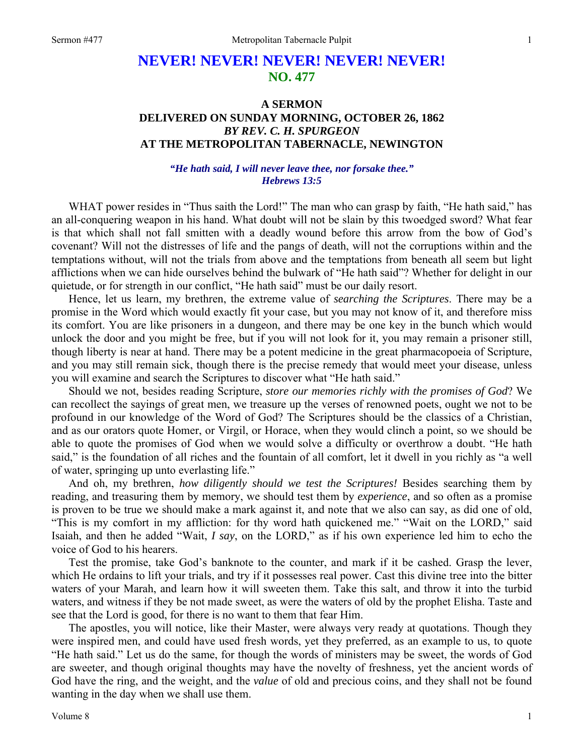# NEVER! NEVER! NEVER! NEVER! NEVER!
## NO. 477

### A SERMON
### DELIVERED ON SUNDAY MORNING, OCTOBER 26, 1862
### *BY REV. C. H. SPURGEON*
### AT THE METROPOLITAN TABERNACLE, NEWINGTON

***"He hath said, I will never leave thee, nor forsake thee." Hebrews 13:5***

WHAT power resides in "Thus saith the Lord!" The man who can grasp by faith, "He hath said," has an all-conquering weapon in his hand. What doubt will not be slain by this twoedged sword? What fear is that which shall not fall smitten with a deadly wound before this arrow from the bow of God's covenant? Will not the distresses of life and the pangs of death, will not the corruptions within and the temptations without, will not the trials from above and the temptations from beneath all seem but light afflictions when we can hide ourselves behind the bulwark of "He hath said"? Whether for delight in our quietude, or for strength in our conflict, "He hath said" must be our daily resort.

Hence, let us learn, my brethren, the extreme value of *searching the Scriptures*. There may be a promise in the Word which would exactly fit your case, but you may not know of it, and therefore miss its comfort. You are like prisoners in a dungeon, and there may be one key in the bunch which would unlock the door and you might be free, but if you will not look for it, you may remain a prisoner still, though liberty is near at hand. There may be a potent medicine in the great pharmacopoeia of Scripture, and you may still remain sick, though there is the precise remedy that would meet your disease, unless you will examine and search the Scriptures to discover what "He hath said."

Should we not, besides reading Scripture, *store our memories richly with the promises of God*? We can recollect the sayings of great men, we treasure up the verses of renowned poets, ought we not to be profound in our knowledge of the Word of God? The Scriptures should be the classics of a Christian, and as our orators quote Homer, or Virgil, or Horace, when they would clinch a point, so we should be able to quote the promises of God when we would solve a difficulty or overthrow a doubt. "He hath said," is the foundation of all riches and the fountain of all comfort, let it dwell in you richly as "a well of water, springing up unto everlasting life."

And oh, my brethren, *how diligently should we test the Scriptures!* Besides searching them by reading, and treasuring them by memory, we should test them by *experience*, and so often as a promise is proven to be true we should make a mark against it, and note that we also can say, as did one of old, "This is my comfort in my affliction: for thy word hath quickened me." "Wait on the LORD," said Isaiah, and then he added "Wait, *I say*, on the LORD," as if his own experience led him to echo the voice of God to his hearers.

Test the promise, take God's banknote to the counter, and mark if it be cashed. Grasp the lever, which He ordains to lift your trials, and try if it possesses real power. Cast this divine tree into the bitter waters of your Marah, and learn how it will sweeten them. Take this salt, and throw it into the turbid waters, and witness if they be not made sweet, as were the waters of old by the prophet Elisha. Taste and see that the Lord is good, for there is no want to them that fear Him.

The apostles, you will notice, like their Master, were always very ready at quotations. Though they were inspired men, and could have used fresh words, yet they preferred, as an example to us, to quote "He hath said." Let us do the same, for though the words of ministers may be sweet, the words of God are sweeter, and though original thoughts may have the novelty of freshness, yet the ancient words of God have the ring, and the weight, and the *value* of old and precious coins, and they shall not be found wanting in the day when we shall use them.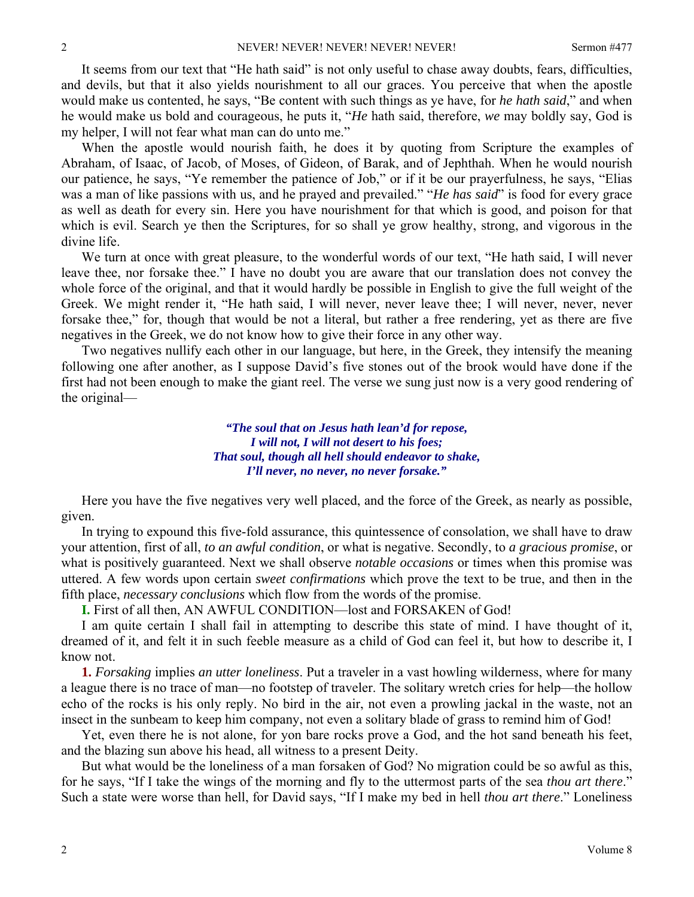It seems from our text that "He hath said" is not only useful to chase away doubts, fears, difficulties, and devils, but that it also yields nourishment to all our graces. You perceive that when the apostle would make us contented, he says, "Be content with such things as ye have, for *he hath said*," and when he would make us bold and courageous, he puts it, "*He* hath said, therefore, *we* may boldly say, God is my helper, I will not fear what man can do unto me."

When the apostle would nourish faith, he does it by quoting from Scripture the examples of Abraham, of Isaac, of Jacob, of Moses, of Gideon, of Barak, and of Jephthah. When he would nourish our patience, he says, "Ye remember the patience of Job," or if it be our prayerfulness, he says, "Elias was a man of like passions with us, and he prayed and prevailed." "*He has said*" is food for every grace as well as death for every sin. Here you have nourishment for that which is good, and poison for that which is evil. Search ye then the Scriptures, for so shall ye grow healthy, strong, and vigorous in the divine life.

We turn at once with great pleasure, to the wonderful words of our text, "He hath said, I will never leave thee, nor forsake thee." I have no doubt you are aware that our translation does not convey the whole force of the original, and that it would hardly be possible in English to give the full weight of the Greek. We might render it, "He hath said, I will never, never leave thee; I will never, never, never forsake thee," for, though that would be not a literal, but rather a free rendering, yet as there are five negatives in the Greek, we do not know how to give their force in any other way.

Two negatives nullify each other in our language, but here, in the Greek, they intensify the meaning following one after another, as I suppose David's five stones out of the brook would have done if the first had not been enough to make the giant reel. The verse we sung just now is a very good rendering of the original—

> ***"The soul that on Jesus hath lean'd for repose,***
> ***I will not, I will not desert to his foes;***
> ***That soul, though all hell should endeavor to shake,***
> ***I'll never, no never, no never forsake."***

Here you have the five negatives very well placed, and the force of the Greek, as nearly as possible, given.

In trying to expound this five-fold assurance, this quintessence of consolation, we shall have to draw your attention, first of all, *to an awful condition*, or what is negative. Secondly, to *a gracious promise*, or what is positively guaranteed. Next we shall observe *notable occasions* or times when this promise was uttered. A few words upon certain *sweet confirmations* which prove the text to be true, and then in the fifth place, *necessary conclusions* which flow from the words of the promise.

**I.** First of all then, AN AWFUL CONDITION—lost and FORSAKEN of God!

I am quite certain I shall fail in attempting to describe this state of mind. I have thought of it, dreamed of it, and felt it in such feeble measure as a child of God can feel it, but how to describe it, I know not.

**1.** *Forsaking* implies *an utter loneliness*. Put a traveler in a vast howling wilderness, where for many a league there is no trace of man—no footstep of traveler. The solitary wretch cries for help—the hollow echo of the rocks is his only reply. No bird in the air, not even a prowling jackal in the waste, not an insect in the sunbeam to keep him company, not even a solitary blade of grass to remind him of God!

Yet, even there he is not alone, for yon bare rocks prove a God, and the hot sand beneath his feet, and the blazing sun above his head, all witness to a present Deity.

But what would be the loneliness of a man forsaken of God? No migration could be so awful as this, for he says, "If I take the wings of the morning and fly to the uttermost parts of the sea *thou art there*." Such a state were worse than hell, for David says, "If I make my bed in hell *thou art there*." Loneliness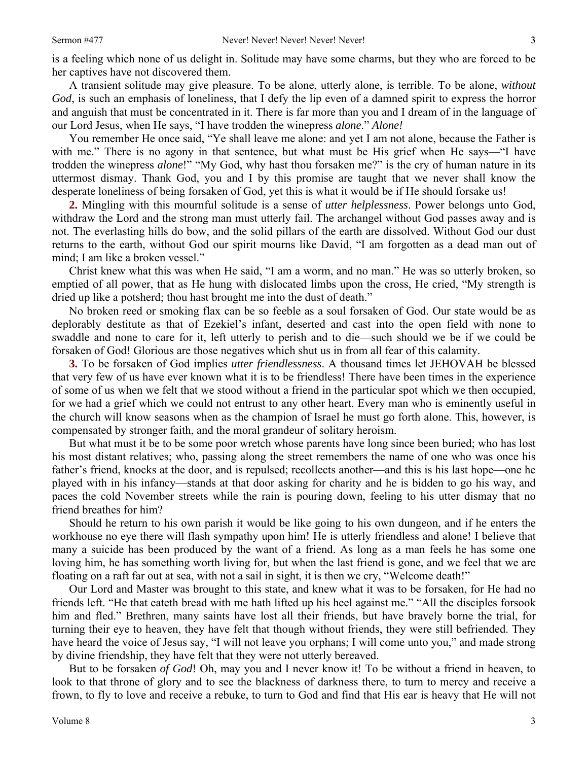is a feeling which none of us delight in. Solitude may have some charms, but they who are forced to be her captives have not discovered them.

A transient solitude may give pleasure. To be alone, utterly alone, is terrible. To be alone, *without God*, is such an emphasis of loneliness, that I defy the lip even of a damned spirit to express the horror and anguish that must be concentrated in it. There is far more than you and I dream of in the language of our Lord Jesus, when He says, "I have trodden the winepress *alone*." *Alone!*

You remember He once said, "Ye shall leave me alone: and yet I am not alone, because the Father is with me." There is no agony in that sentence, but what must be His grief when He says—"I have trodden the winepress *alone*!" "My God, why hast thou forsaken me?" is the cry of human nature in its uttermost dismay. Thank God, you and I by this promise are taught that we never shall know the desperate loneliness of being forsaken of God, yet this is what it would be if He should forsake us!

**2.** Mingling with this mournful solitude is a sense of *utter helplessness*. Power belongs unto God, withdraw the Lord and the strong man must utterly fail. The archangel without God passes away and is not. The everlasting hills do bow, and the solid pillars of the earth are dissolved. Without God our dust returns to the earth, without God our spirit mourns like David, "I am forgotten as a dead man out of mind; I am like a broken vessel."

Christ knew what this was when He said, "I am a worm, and no man." He was so utterly broken, so emptied of all power, that as He hung with dislocated limbs upon the cross, He cried, "My strength is dried up like a potsherd; thou hast brought me into the dust of death."

No broken reed or smoking flax can be so feeble as a soul forsaken of God. Our state would be as deplorably destitute as that of Ezekiel's infant, deserted and cast into the open field with none to swaddle and none to care for it, left utterly to perish and to die—such should we be if we could be forsaken of God! Glorious are those negatives which shut us in from all fear of this calamity.

**3.** To be forsaken of God implies *utter friendlessness*. A thousand times let JEHOVAH be blessed that very few of us have ever known what it is to be friendless! There have been times in the experience of some of us when we felt that we stood without a friend in the particular spot which we then occupied, for we had a grief which we could not entrust to any other heart. Every man who is eminently useful in the church will know seasons when as the champion of Israel he must go forth alone. This, however, is compensated by stronger faith, and the moral grandeur of solitary heroism.

But what must it be to be some poor wretch whose parents have long since been buried; who has lost his most distant relatives; who, passing along the street remembers the name of one who was once his father's friend, knocks at the door, and is repulsed; recollects another—and this is his last hope—one he played with in his infancy—stands at that door asking for charity and he is bidden to go his way, and paces the cold November streets while the rain is pouring down, feeling to his utter dismay that no friend breathes for him?

Should he return to his own parish it would be like going to his own dungeon, and if he enters the workhouse no eye there will flash sympathy upon him! He is utterly friendless and alone! I believe that many a suicide has been produced by the want of a friend. As long as a man feels he has some one loving him, he has something worth living for, but when the last friend is gone, and we feel that we are floating on a raft far out at sea, with not a sail in sight, it is then we cry, "Welcome death!"

Our Lord and Master was brought to this state, and knew what it was to be forsaken, for He had no friends left. "He that eateth bread with me hath lifted up his heel against me." "All the disciples forsook him and fled." Brethren, many saints have lost all their friends, but have bravely borne the trial, for turning their eye to heaven, they have felt that though without friends, they were still befriended. They have heard the voice of Jesus say, "I will not leave you orphans; I will come unto you," and made strong by divine friendship, they have felt that they were not utterly bereaved.

But to be forsaken *of God*! Oh, may you and I never know it! To be without a friend in heaven, to look to that throne of glory and to see the blackness of darkness there, to turn to mercy and receive a frown, to fly to love and receive a rebuke, to turn to God and find that His ear is heavy that He will not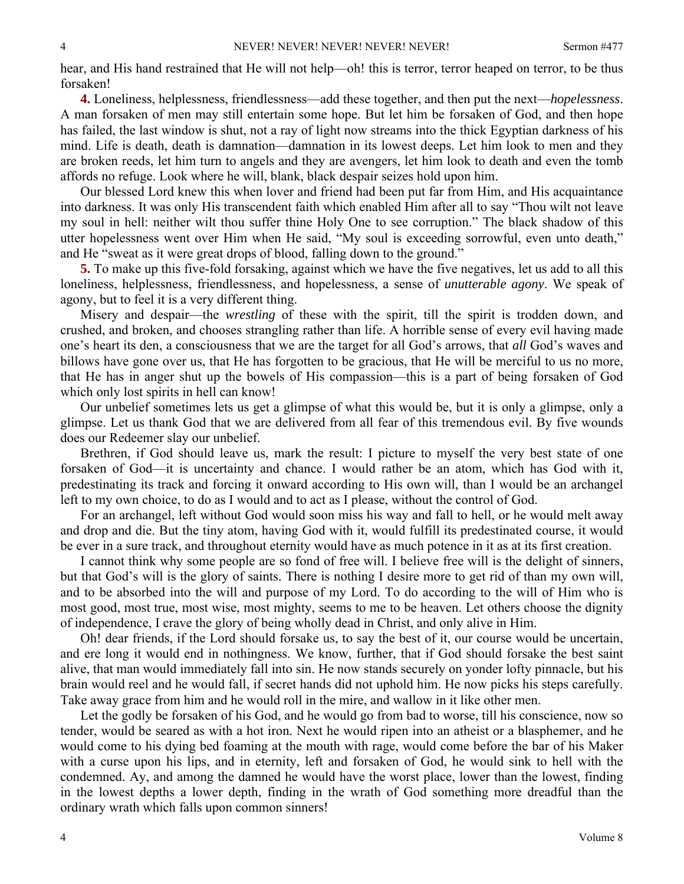hear, and His hand restrained that He will not help—oh! this is terror, terror heaped on terror, to be thus forsaken!

**4.** Loneliness, helplessness, friendlessness—add these together, and then put the next—*hopelessness*. A man forsaken of men may still entertain some hope. But let him be forsaken of God, and then hope has failed, the last window is shut, not a ray of light now streams into the thick Egyptian darkness of his mind. Life is death, death is damnation—damnation in its lowest deeps. Let him look to men and they are broken reeds, let him turn to angels and they are avengers, let him look to death and even the tomb affords no refuge. Look where he will, blank, black despair seizes hold upon him.

Our blessed Lord knew this when lover and friend had been put far from Him, and His acquaintance into darkness. It was only His transcendent faith which enabled Him after all to say "Thou wilt not leave my soul in hell: neither wilt thou suffer thine Holy One to see corruption." The black shadow of this utter hopelessness went over Him when He said, "My soul is exceeding sorrowful, even unto death," and He "sweat as it were great drops of blood, falling down to the ground."

**5.** To make up this five-fold forsaking, against which we have the five negatives, let us add to all this loneliness, helplessness, friendlessness, and hopelessness, a sense of *unutterable agony*. We speak of agony, but to feel it is a very different thing.

Misery and despair—the *wrestling* of these with the spirit, till the spirit is trodden down, and crushed, and broken, and chooses strangling rather than life. A horrible sense of every evil having made one's heart its den, a consciousness that we are the target for all God's arrows, that *all* God's waves and billows have gone over us, that He has forgotten to be gracious, that He will be merciful to us no more, that He has in anger shut up the bowels of His compassion—this is a part of being forsaken of God which only lost spirits in hell can know!

Our unbelief sometimes lets us get a glimpse of what this would be, but it is only a glimpse, only a glimpse. Let us thank God that we are delivered from all fear of this tremendous evil. By five wounds does our Redeemer slay our unbelief.

Brethren, if God should leave us, mark the result: I picture to myself the very best state of one forsaken of God—it is uncertainty and chance. I would rather be an atom, which has God with it, predestinating its track and forcing it onward according to His own will, than I would be an archangel left to my own choice, to do as I would and to act as I please, without the control of God.

For an archangel, left without God would soon miss his way and fall to hell, or he would melt away and drop and die. But the tiny atom, having God with it, would fulfill its predestinated course, it would be ever in a sure track, and throughout eternity would have as much potence in it as at its first creation.

I cannot think why some people are so fond of free will. I believe free will is the delight of sinners, but that God's will is the glory of saints. There is nothing I desire more to get rid of than my own will, and to be absorbed into the will and purpose of my Lord. To do according to the will of Him who is most good, most true, most wise, most mighty, seems to me to be heaven. Let others choose the dignity of independence, I crave the glory of being wholly dead in Christ, and only alive in Him.

Oh! dear friends, if the Lord should forsake us, to say the best of it, our course would be uncertain, and ere long it would end in nothingness. We know, further, that if God should forsake the best saint alive, that man would immediately fall into sin. He now stands securely on yonder lofty pinnacle, but his brain would reel and he would fall, if secret hands did not uphold him. He now picks his steps carefully. Take away grace from him and he would roll in the mire, and wallow in it like other men.

Let the godly be forsaken of his God, and he would go from bad to worse, till his conscience, now so tender, would be seared as with a hot iron. Next he would ripen into an atheist or a blasphemer, and he would come to his dying bed foaming at the mouth with rage, would come before the bar of his Maker with a curse upon his lips, and in eternity, left and forsaken of God, he would sink to hell with the condemned. Ay, and among the damned he would have the worst place, lower than the lowest, finding in the lowest depths a lower depth, finding in the wrath of God something more dreadful than the ordinary wrath which falls upon common sinners!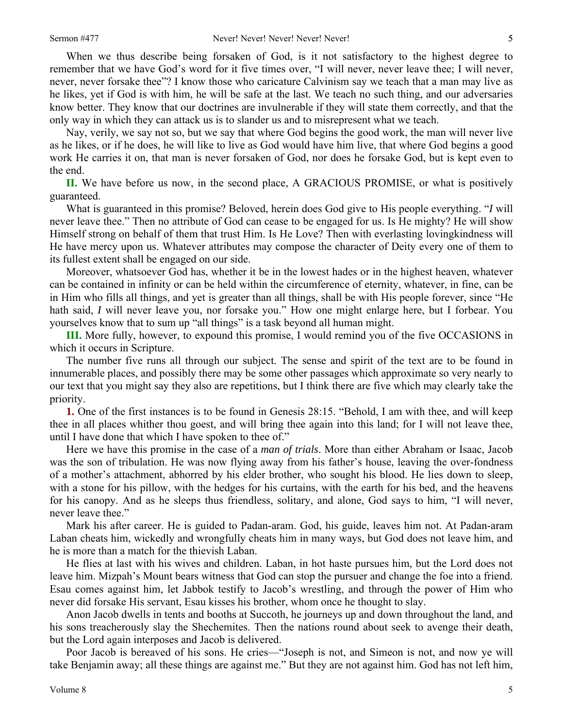When we thus describe being forsaken of God, is it not satisfactory to the highest degree to remember that we have God's word for it five times over, "I will never, never leave thee; I will never, never, never forsake thee"? I know those who caricature Calvinism say we teach that a man may live as he likes, yet if God is with him, he will be safe at the last. We teach no such thing, and our adversaries know better. They know that our doctrines are invulnerable if they will state them correctly, and that the only way in which they can attack us is to slander us and to misrepresent what we teach.

Nay, verily, we say not so, but we say that where God begins the good work, the man will never live as he likes, or if he does, he will like to live as God would have him live, that where God begins a good work He carries it on, that man is never forsaken of God, nor does he forsake God, but is kept even to the end.

**II.** We have before us now, in the second place, A GRACIOUS PROMISE, or what is positively guaranteed.

What is guaranteed in this promise? Beloved, herein does God give to His people everything. "*I* will never leave thee." Then no attribute of God can cease to be engaged for us. Is He mighty? He will show Himself strong on behalf of them that trust Him. Is He Love? Then with everlasting lovingkindness will He have mercy upon us. Whatever attributes may compose the character of Deity every one of them to its fullest extent shall be engaged on our side.

Moreover, whatsoever God has, whether it be in the lowest hades or in the highest heaven, whatever can be contained in infinity or can be held within the circumference of eternity, whatever, in fine, can be in Him who fills all things, and yet is greater than all things, shall be with His people forever, since "He hath said, *I* will never leave you, nor forsake you." How one might enlarge here, but I forbear. You yourselves know that to sum up "all things" is a task beyond all human might.

**III.** More fully, however, to expound this promise, I would remind you of the five OCCASIONS in which it occurs in Scripture.

The number five runs all through our subject. The sense and spirit of the text are to be found in innumerable places, and possibly there may be some other passages which approximate so very nearly to our text that you might say they also are repetitions, but I think there are five which may clearly take the priority.

**1.** One of the first instances is to be found in Genesis 28:15. "Behold, I am with thee, and will keep thee in all places whither thou goest, and will bring thee again into this land; for I will not leave thee, until I have done that which I have spoken to thee of."

Here we have this promise in the case of a *man of trials*. More than either Abraham or Isaac, Jacob was the son of tribulation. He was now flying away from his father's house, leaving the over-fondness of a mother's attachment, abhorred by his elder brother, who sought his blood. He lies down to sleep, with a stone for his pillow, with the hedges for his curtains, with the earth for his bed, and the heavens for his canopy. And as he sleeps thus friendless, solitary, and alone, God says to him, "I will never, never leave thee."

Mark his after career. He is guided to Padan-aram. God, his guide, leaves him not. At Padan-aram Laban cheats him, wickedly and wrongfully cheats him in many ways, but God does not leave him, and he is more than a match for the thievish Laban.

He flies at last with his wives and children. Laban, in hot haste pursues him, but the Lord does not leave him. Mizpah's Mount bears witness that God can stop the pursuer and change the foe into a friend. Esau comes against him, let Jabbok testify to Jacob's wrestling, and through the power of Him who never did forsake His servant, Esau kisses his brother, whom once he thought to slay.

Anon Jacob dwells in tents and booths at Succoth, he journeys up and down throughout the land, and his sons treacherously slay the Shechemites. Then the nations round about seek to avenge their death, but the Lord again interposes and Jacob is delivered.

Poor Jacob is bereaved of his sons. He cries—"Joseph is not, and Simeon is not, and now ye will take Benjamin away; all these things are against me." But they are not against him. God has not left him,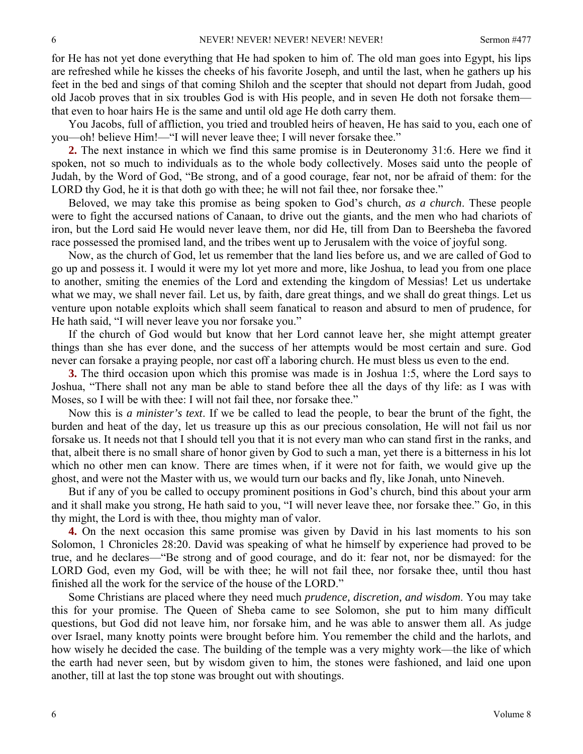for He has not yet done everything that He had spoken to him of. The old man goes into Egypt, his lips are refreshed while he kisses the cheeks of his favorite Joseph, and until the last, when he gathers up his feet in the bed and sings of that coming Shiloh and the scepter that should not depart from Judah, good old Jacob proves that in six troubles God is with His people, and in seven He doth not forsake them—that even to hoar hairs He is the same and until old age He doth carry them.

You Jacobs, full of affliction, you tried and troubled heirs of heaven, He has said to you, each one of you—oh! believe Him!—"I will never leave thee; I will never forsake thee."

**2.** The next instance in which we find this same promise is in Deuteronomy 31:6. Here we find it spoken, not so much to individuals as to the whole body collectively. Moses said unto the people of Judah, by the Word of God, "Be strong, and of a good courage, fear not, nor be afraid of them: for the LORD thy God, he it is that doth go with thee; he will not fail thee, nor forsake thee."

Beloved, we may take this promise as being spoken to God's church, *as a church*. These people were to fight the accursed nations of Canaan, to drive out the giants, and the men who had chariots of iron, but the Lord said He would never leave them, nor did He, till from Dan to Beersheba the favored race possessed the promised land, and the tribes went up to Jerusalem with the voice of joyful song.

Now, as the church of God, let us remember that the land lies before us, and we are called of God to go up and possess it. I would it were my lot yet more and more, like Joshua, to lead you from one place to another, smiting the enemies of the Lord and extending the kingdom of Messias! Let us undertake what we may, we shall never fail. Let us, by faith, dare great things, and we shall do great things. Let us venture upon notable exploits which shall seem fanatical to reason and absurd to men of prudence, for He hath said, "I will never leave you nor forsake you."

If the church of God would but know that her Lord cannot leave her, she might attempt greater things than she has ever done, and the success of her attempts would be most certain and sure. God never can forsake a praying people, nor cast off a laboring church. He must bless us even to the end.

**3.** The third occasion upon which this promise was made is in Joshua 1:5, where the Lord says to Joshua, "There shall not any man be able to stand before thee all the days of thy life: as I was with Moses, so I will be with thee: I will not fail thee, nor forsake thee."

Now this is *a minister's text*. If we be called to lead the people, to bear the brunt of the fight, the burden and heat of the day, let us treasure up this as our precious consolation, He will not fail us nor forsake us. It needs not that I should tell you that it is not every man who can stand first in the ranks, and that, albeit there is no small share of honor given by God to such a man, yet there is a bitterness in his lot which no other men can know. There are times when, if it were not for faith, we would give up the ghost, and were not the Master with us, we would turn our backs and fly, like Jonah, unto Nineveh.

But if any of you be called to occupy prominent positions in God's church, bind this about your arm and it shall make you strong, He hath said to you, "I will never leave thee, nor forsake thee." Go, in this thy might, the Lord is with thee, thou mighty man of valor.

**4.** On the next occasion this same promise was given by David in his last moments to his son Solomon, 1 Chronicles 28:20. David was speaking of what he himself by experience had proved to be true, and he declares—"Be strong and of good courage, and do it: fear not, nor be dismayed: for the LORD God, even my God, will be with thee; he will not fail thee, nor forsake thee, until thou hast finished all the work for the service of the house of the LORD."

Some Christians are placed where they need much *prudence, discretion, and wisdom*. You may take this for your promise. The Queen of Sheba came to see Solomon, she put to him many difficult questions, but God did not leave him, nor forsake him, and he was able to answer them all. As judge over Israel, many knotty points were brought before him. You remember the child and the harlots, and how wisely he decided the case. The building of the temple was a very mighty work—the like of which the earth had never seen, but by wisdom given to him, the stones were fashioned, and laid one upon another, till at last the top stone was brought out with shoutings.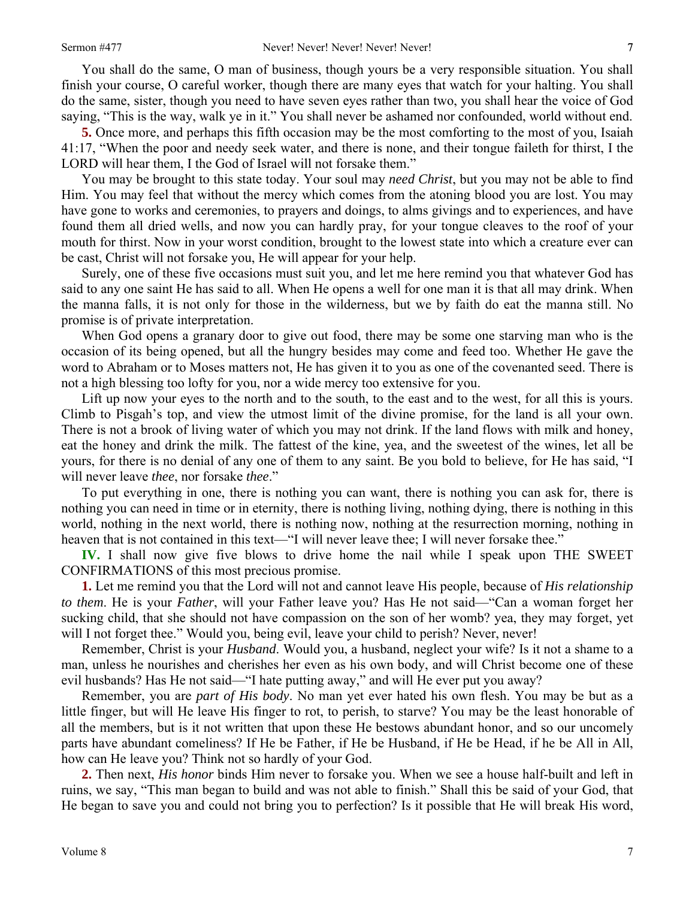You shall do the same, O man of business, though yours be a very responsible situation. You shall finish your course, O careful worker, though there are many eyes that watch for your halting. You shall do the same, sister, though you need to have seven eyes rather than two, you shall hear the voice of God saying, "This is the way, walk ye in it." You shall never be ashamed nor confounded, world without end.

**5.** Once more, and perhaps this fifth occasion may be the most comforting to the most of you, Isaiah 41:17, "When the poor and needy seek water, and there is none, and their tongue faileth for thirst, I the LORD will hear them, I the God of Israel will not forsake them."

You may be brought to this state today. Your soul may *need Christ*, but you may not be able to find Him. You may feel that without the mercy which comes from the atoning blood you are lost. You may have gone to works and ceremonies, to prayers and doings, to alms givings and to experiences, and have found them all dried wells, and now you can hardly pray, for your tongue cleaves to the roof of your mouth for thirst. Now in your worst condition, brought to the lowest state into which a creature ever can be cast, Christ will not forsake you, He will appear for your help.

Surely, one of these five occasions must suit you, and let me here remind you that whatever God has said to any one saint He has said to all. When He opens a well for one man it is that all may drink. When the manna falls, it is not only for those in the wilderness, but we by faith do eat the manna still. No promise is of private interpretation.

When God opens a granary door to give out food, there may be some one starving man who is the occasion of its being opened, but all the hungry besides may come and feed too. Whether He gave the word to Abraham or to Moses matters not, He has given it to you as one of the covenanted seed. There is not a high blessing too lofty for you, nor a wide mercy too extensive for you.

Lift up now your eyes to the north and to the south, to the east and to the west, for all this is yours. Climb to Pisgah's top, and view the utmost limit of the divine promise, for the land is all your own. There is not a brook of living water of which you may not drink. If the land flows with milk and honey, eat the honey and drink the milk. The fattest of the kine, yea, and the sweetest of the wines, let all be yours, for there is no denial of any one of them to any saint. Be you bold to believe, for He has said, "I will never leave *thee*, nor forsake *thee*."

To put everything in one, there is nothing you can want, there is nothing you can ask for, there is nothing you can need in time or in eternity, there is nothing living, nothing dying, there is nothing in this world, nothing in the next world, there is nothing now, nothing at the resurrection morning, nothing in heaven that is not contained in this text—"I will never leave thee; I will never forsake thee."

**IV.** I shall now give five blows to drive home the nail while I speak upon THE SWEET CONFIRMATIONS of this most precious promise.

**1.** Let me remind you that the Lord will not and cannot leave His people, because of *His relationship to them*. He is your *Father*, will your Father leave you? Has He not said—"Can a woman forget her sucking child, that she should not have compassion on the son of her womb? yea, they may forget, yet will I not forget thee." Would you, being evil, leave your child to perish? Never, never!

Remember, Christ is your *Husband*. Would you, a husband, neglect your wife? Is it not a shame to a man, unless he nourishes and cherishes her even as his own body, and will Christ become one of these evil husbands? Has He not said—"I hate putting away," and will He ever put you away?

Remember, you are *part of His body*. No man yet ever hated his own flesh. You may be but as a little finger, but will He leave His finger to rot, to perish, to starve? You may be the least honorable of all the members, but is it not written that upon these He bestows abundant honor, and so our uncomely parts have abundant comeliness? If He be Father, if He be Husband, if He be Head, if he be All in All, how can He leave you? Think not so hardly of your God.

**2.** Then next, *His honor* binds Him never to forsake you. When we see a house half-built and left in ruins, we say, "This man began to build and was not able to finish." Shall this be said of your God, that He began to save you and could not bring you to perfection? Is it possible that He will break His word,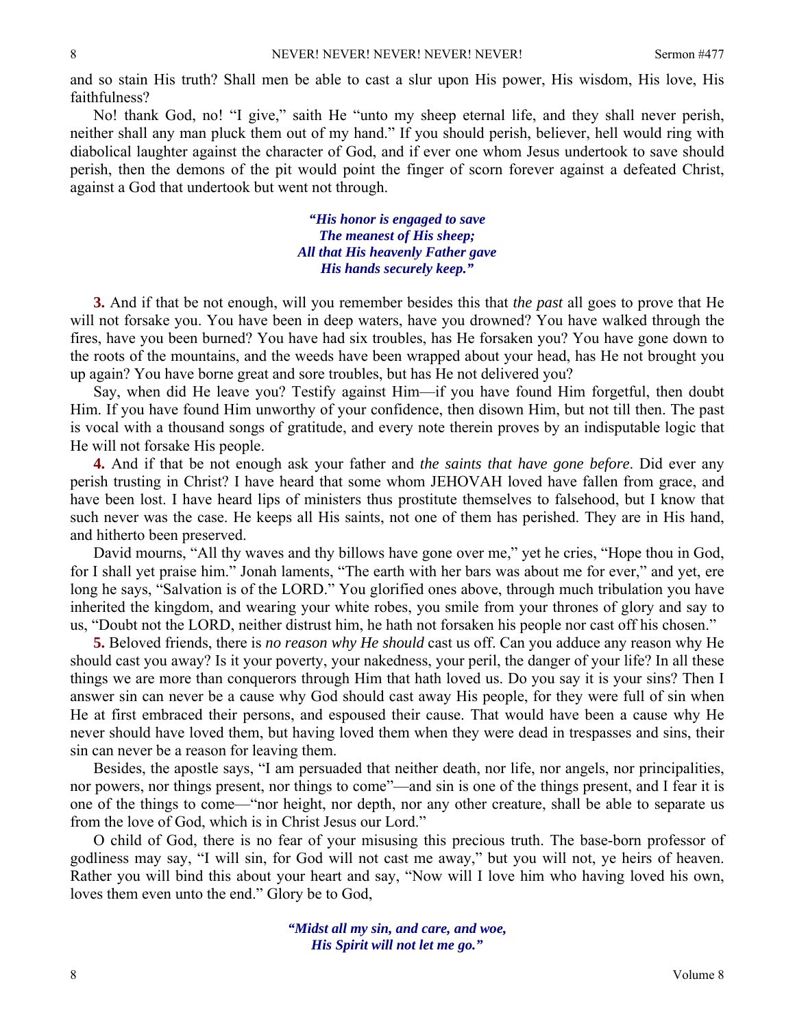and so stain His truth? Shall men be able to cast a slur upon His power, His wisdom, His love, His faithfulness?

No! thank God, no! "I give," saith He "unto my sheep eternal life, and they shall never perish, neither shall any man pluck them out of my hand." If you should perish, believer, hell would ring with diabolical laughter against the character of God, and if ever one whom Jesus undertook to save should perish, then the demons of the pit would point the finger of scorn forever against a defeated Christ, against a God that undertook but went not through.

> ***"His honor is engaged to save***
> ***The meanest of His sheep;***
> ***All that His heavenly Father gave***
> ***His hands securely keep."***

**3.** And if that be not enough, will you remember besides this that *the past* all goes to prove that He will not forsake you. You have been in deep waters, have you drowned? You have walked through the fires, have you been burned? You have had six troubles, has He forsaken you? You have gone down to the roots of the mountains, and the weeds have been wrapped about your head, has He not brought you up again? You have borne great and sore troubles, but has He not delivered you?

Say, when did He leave you? Testify against Him—if you have found Him forgetful, then doubt Him. If you have found Him unworthy of your confidence, then disown Him, but not till then. The past is vocal with a thousand songs of gratitude, and every note therein proves by an indisputable logic that He will not forsake His people.

**4.** And if that be not enough ask your father and *the saints that have gone before*. Did ever any perish trusting in Christ? I have heard that some whom JEHOVAH loved have fallen from grace, and have been lost. I have heard lips of ministers thus prostitute themselves to falsehood, but I know that such never was the case. He keeps all His saints, not one of them has perished. They are in His hand, and hitherto been preserved.

David mourns, "All thy waves and thy billows have gone over me," yet he cries, "Hope thou in God, for I shall yet praise him." Jonah laments, "The earth with her bars was about me for ever," and yet, ere long he says, "Salvation is of the LORD." You glorified ones above, through much tribulation you have inherited the kingdom, and wearing your white robes, you smile from your thrones of glory and say to us, "Doubt not the LORD, neither distrust him, he hath not forsaken his people nor cast off his chosen."

**5.** Beloved friends, there is *no reason why He should* cast us off. Can you adduce any reason why He should cast you away? Is it your poverty, your nakedness, your peril, the danger of your life? In all these things we are more than conquerors through Him that hath loved us. Do you say it is your sins? Then I answer sin can never be a cause why God should cast away His people, for they were full of sin when He at first embraced their persons, and espoused their cause. That would have been a cause why He never should have loved them, but having loved them when they were dead in trespasses and sins, their sin can never be a reason for leaving them.

Besides, the apostle says, "I am persuaded that neither death, nor life, nor angels, nor principalities, nor powers, nor things present, nor things to come"—and sin is one of the things present, and I fear it is one of the things to come—"nor height, nor depth, nor any other creature, shall be able to separate us from the love of God, which is in Christ Jesus our Lord."

O child of God, there is no fear of your misusing this precious truth. The base-born professor of godliness may say, "I will sin, for God will not cast me away," but you will not, ye heirs of heaven. Rather you will bind this about your heart and say, "Now will I love him who having loved his own, loves them even unto the end." Glory be to God,

> ***"Midst all my sin, and care, and woe,***
> ***His Spirit will not let me go."***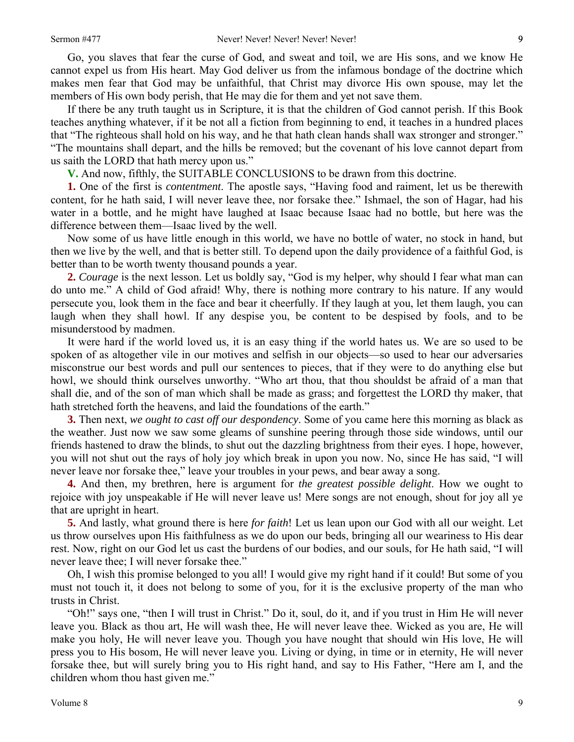Go, you slaves that fear the curse of God, and sweat and toil, we are His sons, and we know He cannot expel us from His heart. May God deliver us from the infamous bondage of the doctrine which makes men fear that God may be unfaithful, that Christ may divorce His own spouse, may let the members of His own body perish, that He may die for them and yet not save them.

If there be any truth taught us in Scripture, it is that the children of God cannot perish. If this Book teaches anything whatever, if it be not all a fiction from beginning to end, it teaches in a hundred places that "The righteous shall hold on his way, and he that hath clean hands shall wax stronger and stronger." "The mountains shall depart, and the hills be removed; but the covenant of his love cannot depart from us saith the LORD that hath mercy upon us."

**V.** And now, fifthly, the SUITABLE CONCLUSIONS to be drawn from this doctrine.

**1.** One of the first is *contentment*. The apostle says, "Having food and raiment, let us be therewith content, for he hath said, I will never leave thee, nor forsake thee." Ishmael, the son of Hagar, had his water in a bottle, and he might have laughed at Isaac because Isaac had no bottle, but here was the difference between them—Isaac lived by the well.

Now some of us have little enough in this world, we have no bottle of water, no stock in hand, but then we live by the well, and that is better still. To depend upon the daily providence of a faithful God, is better than to be worth twenty thousand pounds a year.

**2.** *Courage* is the next lesson. Let us boldly say, "God is my helper, why should I fear what man can do unto me." A child of God afraid! Why, there is nothing more contrary to his nature. If any would persecute you, look them in the face and bear it cheerfully. If they laugh at you, let them laugh, you can laugh when they shall howl. If any despise you, be content to be despised by fools, and to be misunderstood by madmen.

It were hard if the world loved us, it is an easy thing if the world hates us. We are so used to be spoken of as altogether vile in our motives and selfish in our objects—so used to hear our adversaries misconstrue our best words and pull our sentences to pieces, that if they were to do anything else but howl, we should think ourselves unworthy. "Who art thou, that thou shouldst be afraid of a man that shall die, and of the son of man which shall be made as grass; and forgettest the LORD thy maker, that hath stretched forth the heavens, and laid the foundations of the earth."

**3.** Then next, *we ought to cast off our despondency*. Some of you came here this morning as black as the weather. Just now we saw some gleams of sunshine peering through those side windows, until our friends hastened to draw the blinds, to shut out the dazzling brightness from their eyes. I hope, however, you will not shut out the rays of holy joy which break in upon you now. No, since He has said, "I will never leave nor forsake thee," leave your troubles in your pews, and bear away a song.

**4.** And then, my brethren, here is argument for *the greatest possible delight*. How we ought to rejoice with joy unspeakable if He will never leave us! Mere songs are not enough, shout for joy all ye that are upright in heart.

**5.** And lastly, what ground there is here *for faith*! Let us lean upon our God with all our weight. Let us throw ourselves upon His faithfulness as we do upon our beds, bringing all our weariness to His dear rest. Now, right on our God let us cast the burdens of our bodies, and our souls, for He hath said, "I will never leave thee; I will never forsake thee."

Oh, I wish this promise belonged to you all! I would give my right hand if it could! But some of you must not touch it, it does not belong to some of you, for it is the exclusive property of the man who trusts in Christ.

"Oh!" says one, "then I will trust in Christ." Do it, soul, do it, and if you trust in Him He will never leave you. Black as thou art, He will wash thee, He will never leave thee. Wicked as you are, He will make you holy, He will never leave you. Though you have nought that should win His love, He will press you to His bosom, He will never leave you. Living or dying, in time or in eternity, He will never forsake thee, but will surely bring you to His right hand, and say to His Father, "Here am I, and the children whom thou hast given me."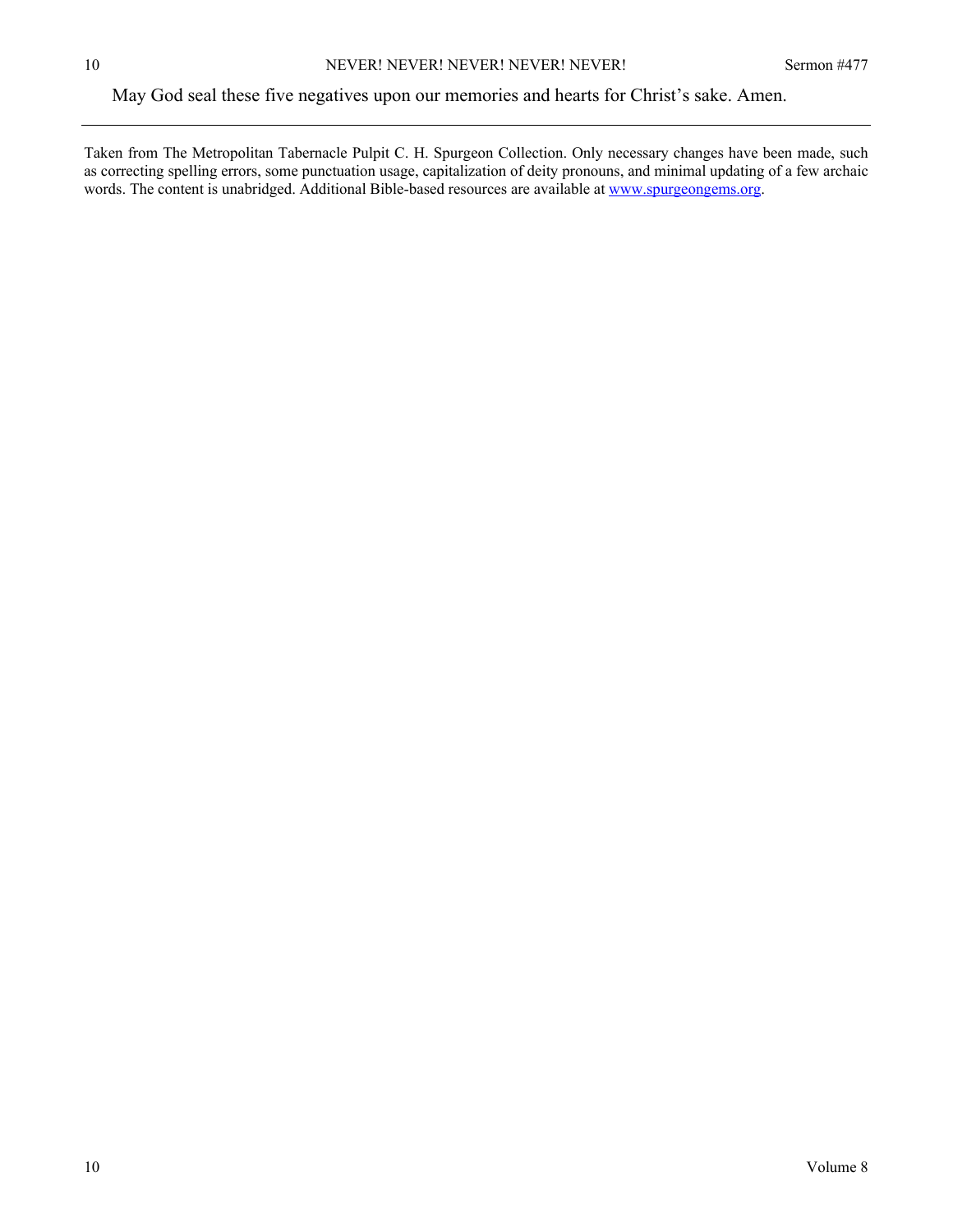May God seal these five negatives upon our memories and hearts for Christ's sake. Amen.

---

Taken from The Metropolitan Tabernacle Pulpit C. H. Spurgeon Collection. Only necessary changes have been made, such as correcting spelling errors, some punctuation usage, capitalization of deity pronouns, and minimal updating of a few archaic words. The content is unabridged. Additional Bible-based resources are available at [www.spurgeongems.org](http://www.spurgeongems.org).